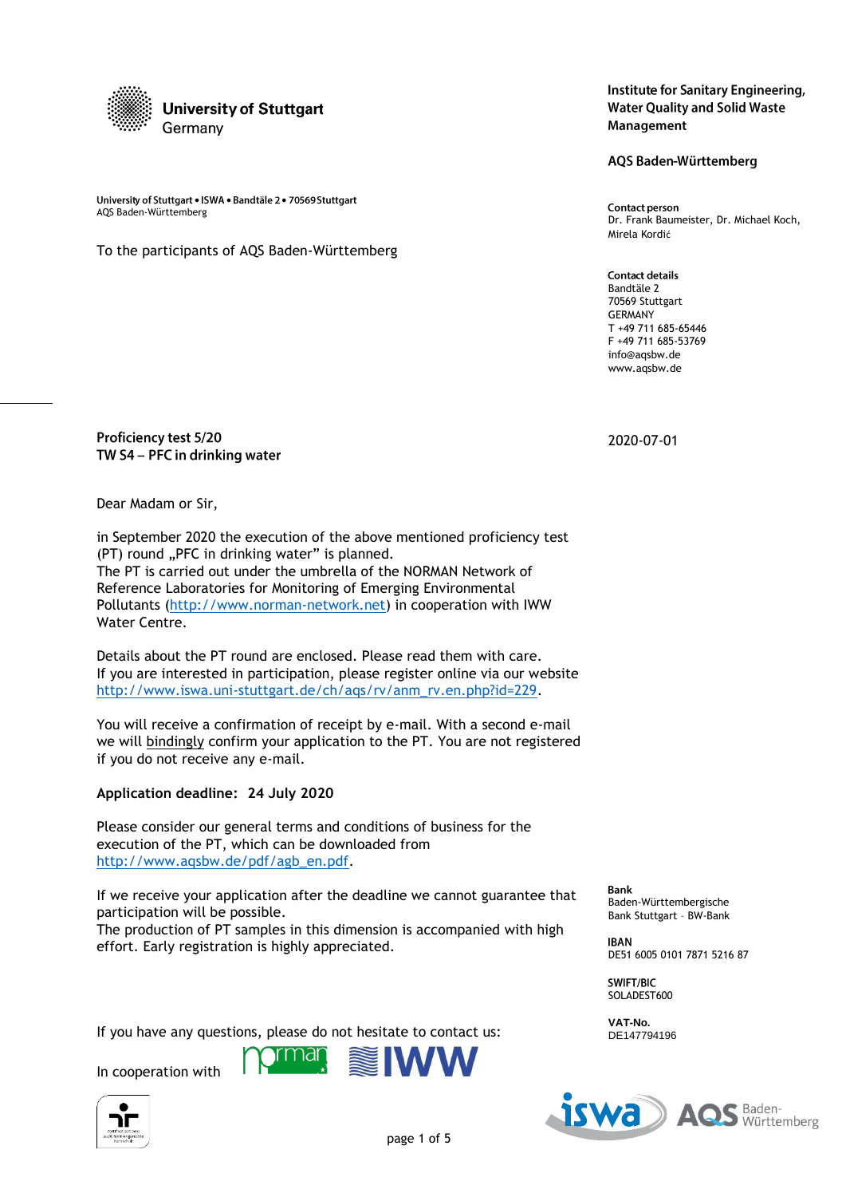University of Stuttgart
Germany

**Institute for Sanitary Engineering, Water Quality and Solid Waste Management**

**AQS Baden-Württemberg**

University of Stuttgart • ISWA • Bandtäle 2 • 70569 Stuttgart
AQS Baden-Württemberg

To the participants of AQS Baden-Württemberg

**Contact person**
Dr. Frank Baumeister, Dr. Michael Koch, Mirela Kordić

**Contact details**
Bandtäle 2
70569 Stuttgart
GERMANY
T +49 711 685-65446
F +49 711 685-53769
info@aqsbw.de
www.aqsbw.de

**Proficiency test 5/20**
**TW S4 – PFC in drinking water**

2020-07-01

Dear Madam or Sir,

in September 2020 the execution of the above mentioned proficiency test (PT) round „PFC in drinking water" is planned.
The PT is carried out under the umbrella of the NORMAN Network of Reference Laboratories for Monitoring of Emerging Environmental Pollutants (http://www.norman-network.net) in cooperation with IWW Water Centre.

Details about the PT round are enclosed. Please read them with care.
If you are interested in participation, please register online via our website http://www.iswa.uni-stuttgart.de/ch/aqs/rv/anm_rv.en.php?id=229.

You will receive a confirmation of receipt by e-mail. With a second e-mail we will bindingly confirm your application to the PT. You are not registered if you do not receive any e-mail.

**Application deadline: 24 July 2020**

Please consider our general terms and conditions of business for the execution of the PT, which can be downloaded from http://www.aqsbw.de/pdf/agb_en.pdf.

If we receive your application after the deadline we cannot guarantee that participation will be possible.
The production of PT samples in this dimension is accompanied with high effort. Early registration is highly appreciated.

If you have any questions, please do not hesitate to contact us:

In cooperation with norman IWW

**Bank**
Baden-Württembergische Bank Stuttgart - BW-Bank

**IBAN**
DE51 6005 0101 7871 5216 87

**SWIFT/BIC**
SOLADEST600

**VAT-No.**
DE147794196

iswa AQS Baden-Württemberg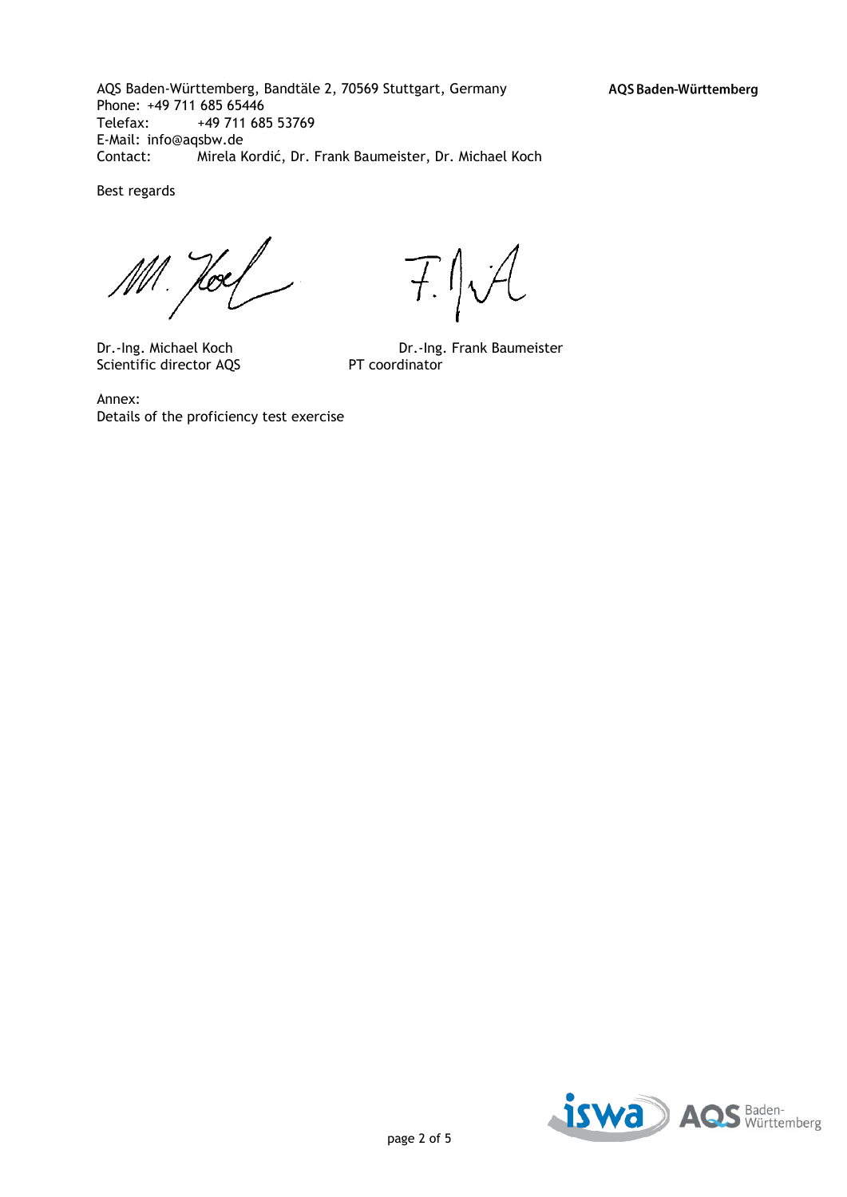AQS Baden-Württemberg, Bandtäle 2, 70569 Stuttgart, Germany
Phone: +49 711 685 65446
Telefax: +49 711 685 53769
E-Mail: info@aqsbw.de
Contact: Mirela Kordić, Dr. Frank Baumeister, Dr. Michael Koch

Best regards

| | |
|---|---|
| Dr.-Ing. Michael Koch | Dr.-Ing. Frank Baumeister |
| Scientific director AQS | PT coordinator |

Annex:
Details of the proficiency test exercise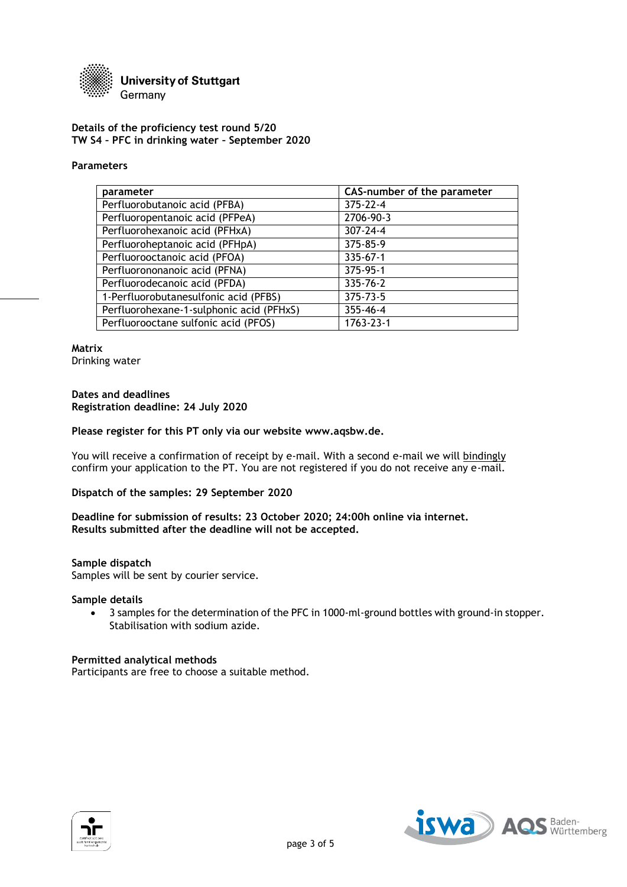University of Stuttgart
Germany

**Details of the proficiency test round 5/20**
**TW S4 – PFC in drinking water – September 2020**

**Parameters**

| parameter | CAS-number of the parameter |
| --- | --- |
| Perfluorobutanoic acid (PFBA) | 375-22-4 |
| Perfluoropentanoic acid (PFPeA) | 2706-90-3 |
| Perfluorohexanoic acid (PFHxA) | 307-24-4 |
| Perfluoroheptanoic acid (PFHpA) | 375-85-9 |
| Perfluorooctanoic acid (PFOA) | 335-67-1 |
| Perfluorononanoic acid (PFNA) | 375-95-1 |
| Perfluorodecanoic acid (PFDA) | 335-76-2 |
| 1-Perfluorobutanesulfonic acid (PFBS) | 375-73-5 |
| Perfluorohexane-1-sulphonic acid (PFHxS) | 355-46-4 |
| Perfluorooctane sulfonic acid (PFOS) | 1763-23-1 |

**Matrix**
Drinking water

**Dates and deadlines**
**Registration deadline: 24 July 2020**

**Please register for this PT only via our website www.aqsbw.de.**

You will receive a confirmation of receipt by e-mail. With a second e-mail we will bindingly confirm your application to the PT. You are not registered if you do not receive any e-mail.

**Dispatch of the samples: 29 September 2020**

**Deadline for submission of results: 23 October 2020; 24:00h online via internet.**
**Results submitted after the deadline will not be accepted.**

**Sample dispatch**
Samples will be sent by courier service.

**Sample details**

- 3 samples for the determination of the PFC in 1000-ml-ground bottles with ground-in stopper. Stabilisation with sodium azide.

**Permitted analytical methods**
Participants are free to choose a suitable method.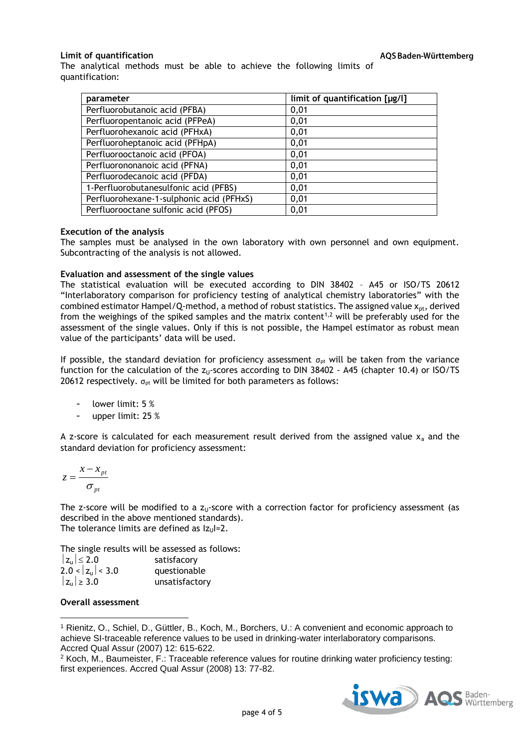### Limit of quantification

The analytical methods must be able to achieve the following limits of quantification:

| parameter | limit of quantification [µg/l] |
|---|---|
| Perfluorobutanoic acid (PFBA) | 0,01 |
| Perfluoropentanoic acid (PFPeA) | 0,01 |
| Perfluorohexanoic acid (PFHxA) | 0,01 |
| Perfluoroheptanoic acid (PFHpA) | 0,01 |
| Perfluorooctanoic acid (PFOA) | 0,01 |
| Perfluorononanoic acid (PFNA) | 0,01 |
| Perfluorodecanoic acid (PFDA) | 0,01 |
| 1-Perfluorobutanesulfonic acid (PFBS) | 0,01 |
| Perfluorohexane-1-sulphonic acid (PFHxS) | 0,01 |
| Perfluorooctane sulfonic acid (PFOS) | 0,01 |

### Execution of the analysis

The samples must be analysed in the own laboratory with own personnel and own equipment. Subcontracting of the analysis is not allowed.

### Evaluation and assessment of the single values

The statistical evaluation will be executed according to DIN 38402 – A45 or ISO/TS 20612 "Interlaboratory comparison for proficiency testing of analytical chemistry laboratories" with the combined estimator Hampel/Q-method, a method of robust statistics. The assigned value $x_{pt}$, derived from the weighings of the spiked samples and the matrix content[1,2] will be preferably used for the assessment of the single values. Only if this is not possible, the Hampel estimator as robust mean value of the participants' data will be used.

If possible, the standard deviation for proficiency assessment $\sigma_{pt}$ will be taken from the variance function for the calculation of the $z_U$-scores according to DIN 38402 - A45 (chapter 10.4) or ISO/TS 20612 respectively. $\sigma_{pt}$ will be limited for both parameters as follows:

- lower limit: 5 %
- upper limit: 25 %

A z-score is calculated for each measurement result derived from the assigned value $x_a$ and the standard deviation for proficiency assessment:

$$z = \frac{x - x_{pt}}{\sigma_{pt}}$$

The z-score will be modified to a $z_U$-score with a correction factor for proficiency assessment (as described in the above mentioned standards).
The tolerance limits are defined as $|z_U|=2$.

The single results will be assessed as follows:

| | |
|---|---|
| $\lvert z_u \rvert \le 2.0$ | satisfacory |
| $2.0 < \lvert z_u \rvert < 3.0$ | questionable |
| $\lvert z_u \rvert \ge 3.0$ | unsatisfactory |

### Overall assessment

---

[1] Rienitz, O., Schiel, D., Güttler, B., Koch, M., Borchers, U.: A convenient and economic approach to achieve SI-traceable reference values to be used in drinking-water interlaboratory comparisons. Accred Qual Assur (2007) 12: 615-622.

[2] Koch, M., Baumeister, F.: Traceable reference values for routine drinking water proficiency testing: first experiences. Accred Qual Assur (2008) 13: 77-82.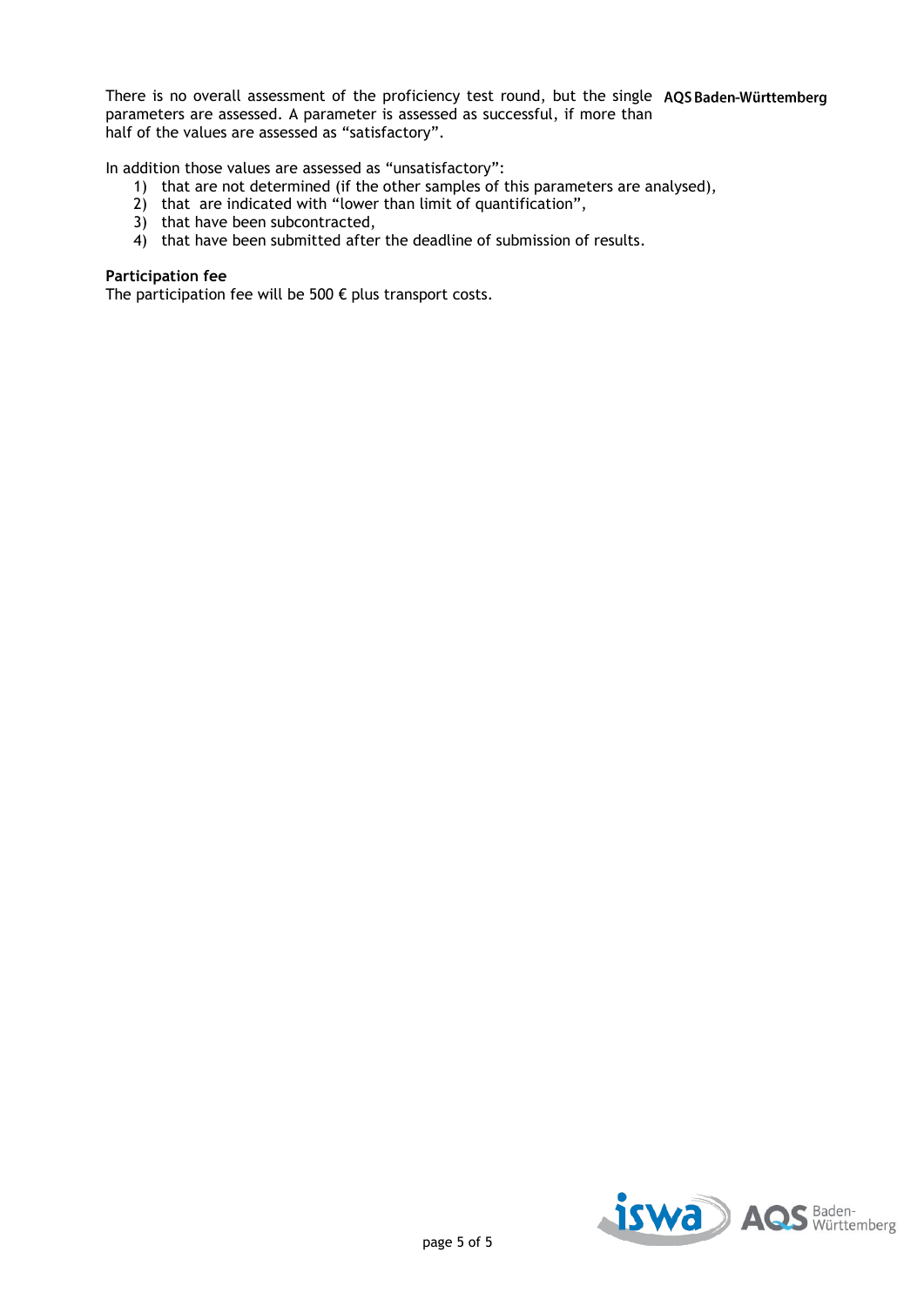There is no overall assessment of the proficiency test round, but the single parameters are assessed. A parameter is assessed as successful, if more than half of the values are assessed as “satisfactory”.

In addition those values are assessed as “unsatisfactory”:

1) that are not determined (if the other samples of this parameters are analysed),
2) that are indicated with “lower than limit of quantification”,
3) that have been subcontracted,
4) that have been submitted after the deadline of submission of results.

**Participation fee**

The participation fee will be 500 € plus transport costs.